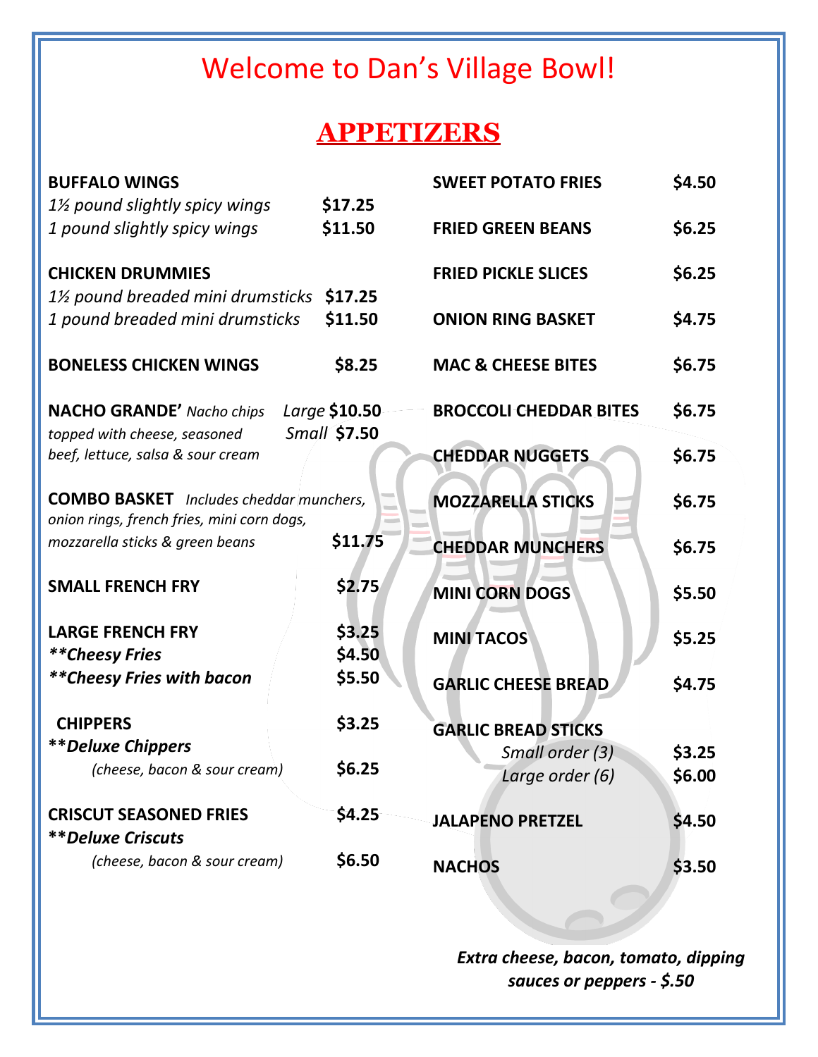# Welcome to Dan's Village Bowl!

## APPETIZERS

**BUFFALO WINGS**
*1½ pound slightly spicy wings* **$17.25**
*1 pound slightly spicy wings* **$11.50**

**CHICKEN DRUMMIES**
*1½ pound breaded mini drumsticks* **$17.25**
*1 pound breaded mini drumsticks* **$11.50**

**BONELESS CHICKEN WINGS** **$8.25**

**NACHO GRANDE'** *Nacho chips topped with cheese, seasoned beef, lettuce, salsa & sour cream* *Large* **$10.50** *Small* **$7.50**

**COMBO BASKET** *Includes cheddar munchers, onion rings, french fries, mini corn dogs, mozzarella sticks & green beans* **$11.75**

**SMALL FRENCH FRY** **$2.75**

**LARGE FRENCH FRY** **$3.25**
***\*\*Cheesy Fries*** **$4.50**
***\*\*Cheesy Fries with bacon*** **$5.50**

**CHIPPERS** **$3.25**
***\*\*Deluxe Chippers***
*(cheese, bacon & sour cream)* **$6.25**

**CRISCUT SEASONED FRIES** **$4.25**
***\*\*Deluxe Criscuts***
*(cheese, bacon & sour cream)* **$6.50**

**SWEET POTATO FRIES** **$4.50**

**FRIED GREEN BEANS** **$6.25**

**FRIED PICKLE SLICES** **$6.25**

**ONION RING BASKET** **$4.75**

**MAC & CHEESE BITES** **$6.75**

**BROCCOLI CHEDDAR BITES** **$6.75**

**CHEDDAR NUGGETS** **$6.75**

**MOZZARELLA STICKS** **$6.75**

**CHEDDAR MUNCHERS** **$6.75**

**MINI CORN DOGS** **$5.50**

**MINI TACOS** **$5.25**

**GARLIC CHEESE BREAD** **$4.75**

**GARLIC BREAD STICKS**
*Small order (3)* **$3.25**
*Large order (6)* **$6.00**

**JALAPENO PRETZEL** **$4.50**

**NACHOS** **$3.50**

***Extra cheese, bacon, tomato, dipping sauces or peppers - $.50***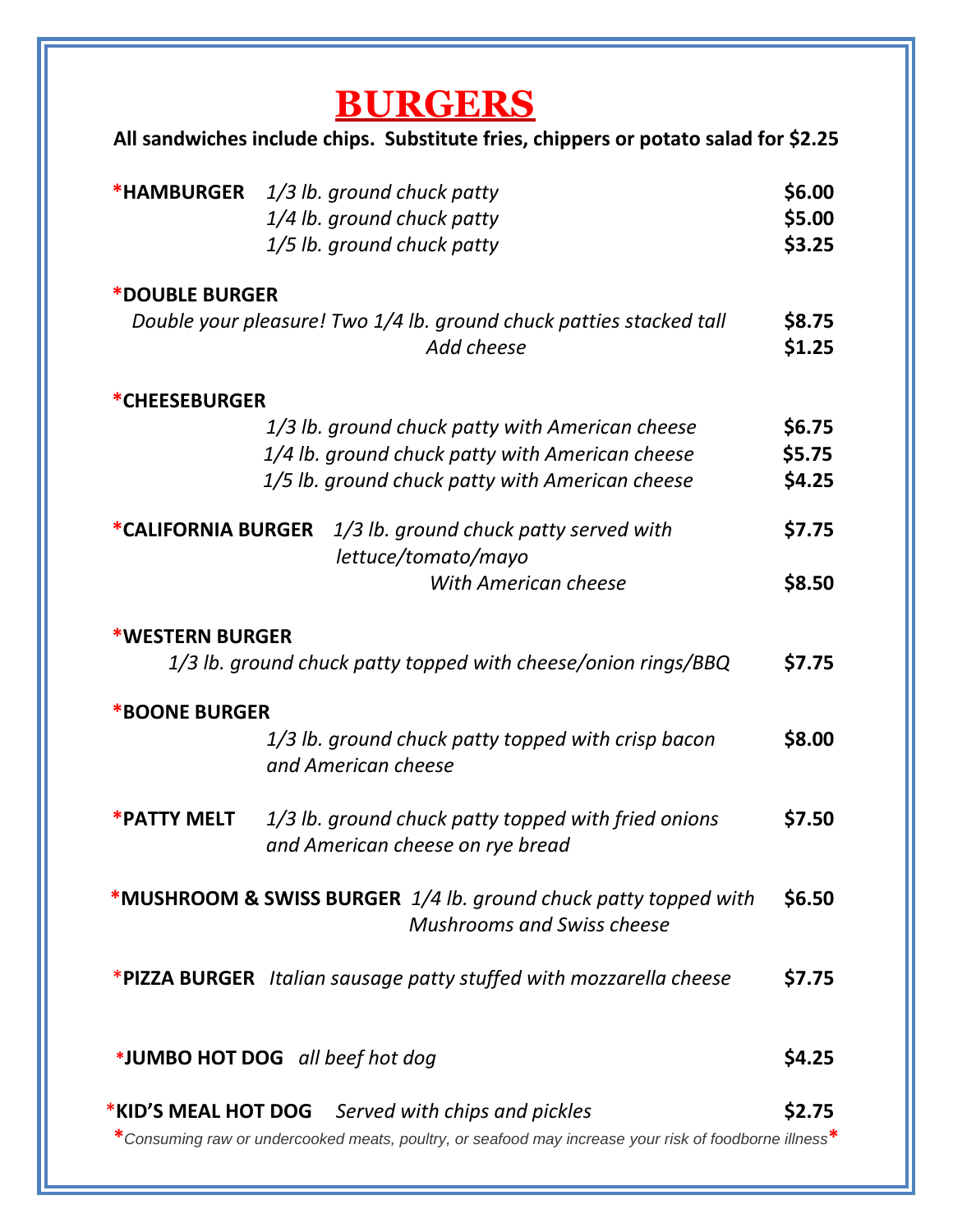# BURGERS

**All sandwiches include chips. Substitute fries, chippers or potato salad for $2.25**

| Item | Description | Price |
|---|---|---|
| ***HAMBURGER** | *1/3 lb. ground chuck patty* | **$6.00** |
| | *1/4 lb. ground chuck patty* | **$5.00** |
| | *1/5 lb. ground chuck patty* | **$3.25** |
| ***DOUBLE BURGER** | *Double your pleasure! Two 1/4 lb. ground chuck patties stacked tall* | **$8.75** |
| | *Add cheese* | **$1.25** |
| ***CHEESEBURGER** | *1/3 lb. ground chuck patty with American cheese* | **$6.75** |
| | *1/4 lb. ground chuck patty with American cheese* | **$5.75** |
| | *1/5 lb. ground chuck patty with American cheese* | **$4.25** |
| ***CALIFORNIA BURGER** | *1/3 lb. ground chuck patty served with lettuce/tomato/mayo* | **$7.75** |
| | *With American cheese* | **$8.50** |
| ***WESTERN BURGER** | *1/3 lb. ground chuck patty topped with cheese/onion rings/BBQ* | **$7.75** |
| ***BOONE BURGER** | *1/3 lb. ground chuck patty topped with crisp bacon and American cheese* | **$8.00** |
| ***PATTY MELT** | *1/3 lb. ground chuck patty topped with fried onions and American cheese on rye bread* | **$7.50** |
| ***MUSHROOM & SWISS BURGER** | *1/4 lb. ground chuck patty topped with Mushrooms and Swiss cheese* | **$6.50** |
| ***PIZZA BURGER** | *Italian sausage patty stuffed with mozzarella cheese* | **$7.75** |
| ***JUMBO HOT DOG** | *all beef hot dog* | **$4.25** |
| ***KID'S MEAL HOT DOG** | *Served with chips and pickles* | **$2.75** |

**\****Consuming raw or undercooked meats, poultry, or seafood may increase your risk of foodborne illness***\***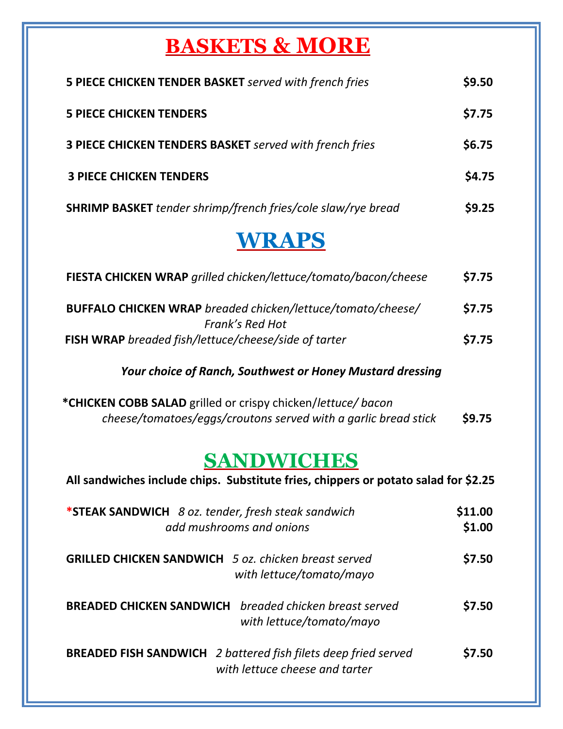# BASKETS & MORE

**5 PIECE CHICKEN TENDER BASKET** *served with french fries* **$9.50**

**5 PIECE CHICKEN TENDERS** **$7.75**

**3 PIECE CHICKEN TENDERS BASKET** *served with french fries* **$6.75**

**3 PIECE CHICKEN TENDERS** **$4.75**

**SHRIMP BASKET** *tender shrimp/french fries/cole slaw/rye bread* **$9.25**

# WRAPS

**FIESTA CHICKEN WRAP** *grilled chicken/lettuce/tomato/bacon/cheese* **$7.75**

**BUFFALO CHICKEN WRAP** *breaded chicken/lettuce/tomato/cheese/ Frank's Red Hot* **$7.75**

**FISH WRAP** *breaded fish/lettuce/cheese/side of tarter* **$7.75**

***Your choice of Ranch, Southwest or Honey Mustard dressing***

***CHICKEN COBB SALAD** grilled or crispy chicken/*lettuce/ bacon cheese/tomatoes/eggs/croutons served with a garlic bread stick* **$9.75**

# SANDWICHES

**All sandwiches include chips. Substitute fries, chippers or potato salad for $2.25**

***STEAK SANDWICH** *8 oz. tender, fresh steak sandwich* **$11.00**
*add mushrooms and onions* **$1.00**

**GRILLED CHICKEN SANDWICH** *5 oz. chicken breast served with lettuce/tomato/mayo* **$7.50**

**BREADED CHICKEN SANDWICH** *breaded chicken breast served with lettuce/tomato/mayo* **$7.50**

**BREADED FISH SANDWICH** *2 battered fish filets deep fried served with lettuce cheese and tarter* **$7.50**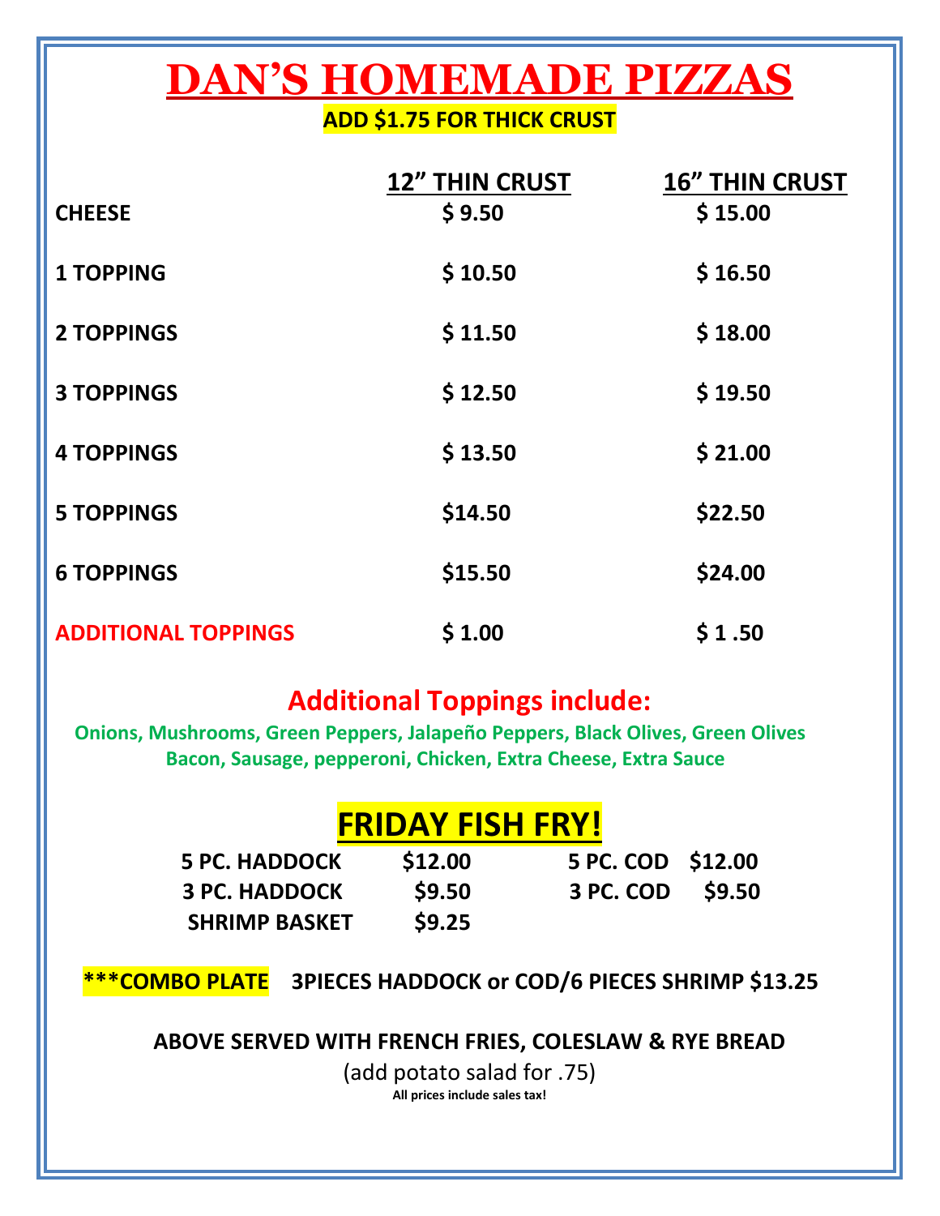# DAN'S HOMEMADE PIZZAS

**ADD $1.75 FOR THICK CRUST**

| | 12" THIN CRUST | 16" THIN CRUST |
|---|---|---|
| **CHEESE** | $ 9.50 | $ 15.00 |
| **1 TOPPING** | $ 10.50 | $ 16.50 |
| **2 TOPPINGS** | $ 11.50 | $ 18.00 |
| **3 TOPPINGS** | $ 12.50 | $ 19.50 |
| **4 TOPPINGS** | $ 13.50 | $ 21.00 |
| **5 TOPPINGS** | $14.50 | $22.50 |
| **6 TOPPINGS** | $15.50 | $24.00 |
| **ADDITIONAL TOPPINGS** | $ 1.00 | $ 1 .50 |

## Additional Toppings include:

**Onions, Mushrooms, Green Peppers, Jalapeño Peppers, Black Olives, Green Olives**
**Bacon, Sausage, pepperoni, Chicken, Extra Cheese, Extra Sauce**

## FRIDAY FISH FRY!

| | | | |
|---|---|---|---|
| **5 PC. HADDOCK** | **$12.00** | **5 PC. COD** | **$12.00** |
| **3 PC. HADDOCK** | **$9.50** | **3 PC. COD** | **$9.50** |
| **SHRIMP BASKET** | **$9.25** | | |

**\*\*\*COMBO PLATE 3PIECES HADDOCK or COD/6 PIECES SHRIMP $13.25**

**ABOVE SERVED WITH FRENCH FRIES, COLESLAW & RYE BREAD**

(add potato salad for .75)

**All prices include sales tax!**